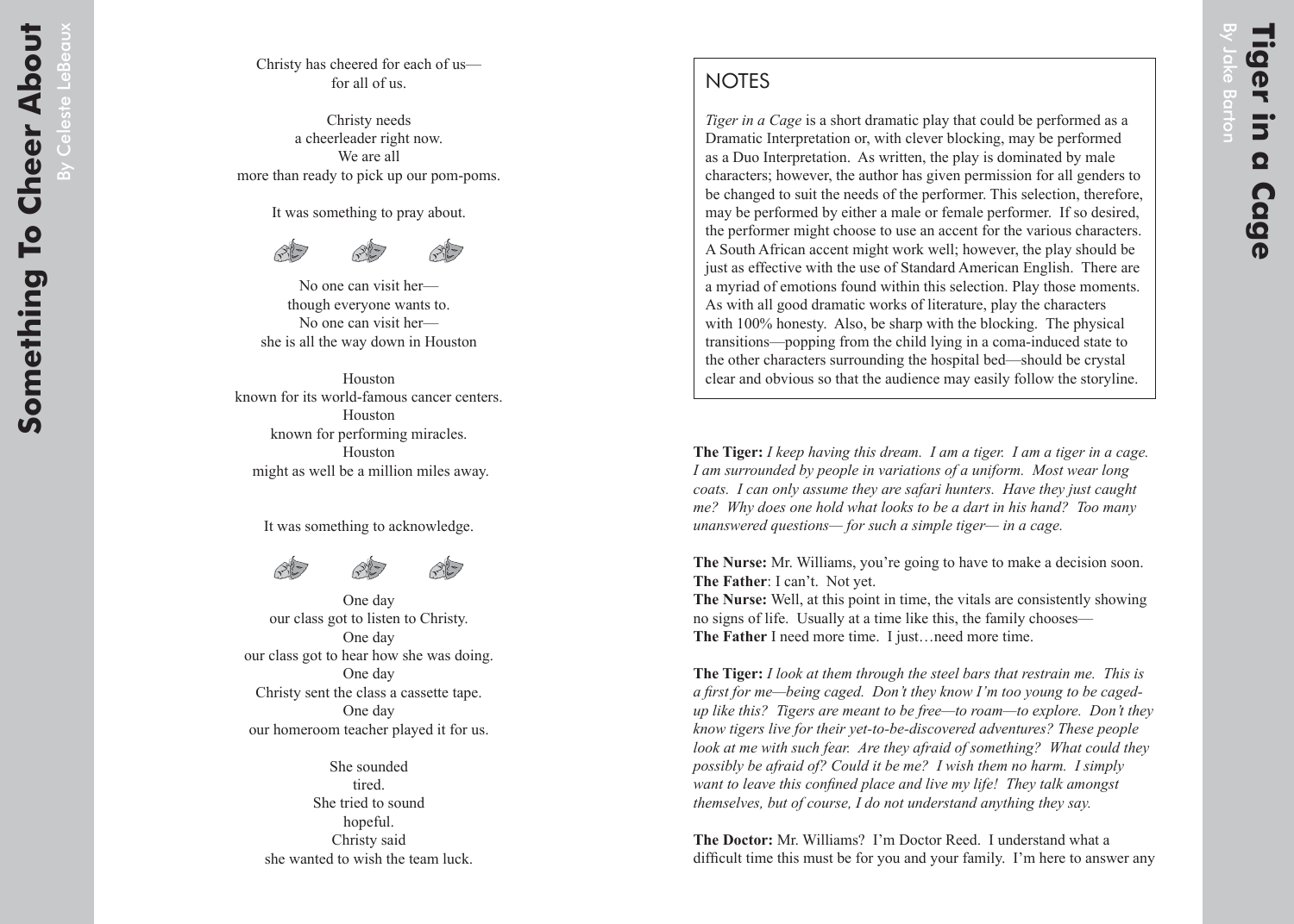# Something To Cheer About

By Celeste LeBeaux

Christy has cheered for each of us—
for all of us.

Christy needs
a cheerleader right now.
We are all
more than ready to pick up our pom-poms.

It was something to pray about.

No one can visit her—
though everyone wants to.
No one can visit her—
she is all the way down in Houston

Houston
known for its world-famous cancer centers.
Houston
known for performing miracles.
Houston
might as well be a million miles away.

It was something to acknowledge.

One day
our class got to listen to Christy.
One day
our class got to hear how she was doing.
One day
Christy sent the class a cassette tape.
One day
our homeroom teacher played it for us.

She sounded
tired.
She tried to sound
hopeful.
Christy said
she wanted to wish the team luck.

# Tiger in a Cage

By Jake Barton

## NOTES

*Tiger in a Cage* is a short dramatic play that could be performed as a Dramatic Interpretation or, with clever blocking, may be performed as a Duo Interpretation. As written, the play is dominated by male characters; however, the author has given permission for all genders to be changed to suit the needs of the performer. This selection, therefore, may be performed by either a male or female performer. If so desired, the performer might choose to use an accent for the various characters. A South African accent might work well; however, the play should be just as effective with the use of Standard American English. There are a myriad of emotions found within this selection. Play those moments. As with all good dramatic works of literature, play the characters with 100% honesty. Also, be sharp with the blocking. The physical transitions—popping from the child lying in a coma-induced state to the other characters surrounding the hospital bed—should be crystal clear and obvious so that the audience may easily follow the storyline.

**The Tiger:** *I keep having this dream. I am a tiger. I am a tiger in a cage. I am surrounded by people in variations of a uniform. Most wear long coats. I can only assume they are safari hunters. Have they just caught me? Why does one hold what looks to be a dart in his hand? Too many unanswered questions— for such a simple tiger— in a cage.*

**The Nurse:** Mr. Williams, you're going to have to make a decision soon.
**The Father**: I can't. Not yet.
**The Nurse:** Well, at this point in time, the vitals are consistently showing no signs of life. Usually at a time like this, the family chooses—
**The Father** I need more time. I just…need more time.

**The Tiger:** *I look at them through the steel bars that restrain me. This is a first for me—being caged. Don't they know I'm too young to be caged-up like this? Tigers are meant to be free—to roam—to explore. Don't they know tigers live for their yet-to-be-discovered adventures? These people look at me with such fear. Are they afraid of something? What could they possibly be afraid of? Could it be me? I wish them no harm. I simply want to leave this confined place and live my life! They talk amongst themselves, but of course, I do not understand anything they say.*

**The Doctor:** Mr. Williams? I'm Doctor Reed. I understand what a difficult time this must be for you and your family. I'm here to answer any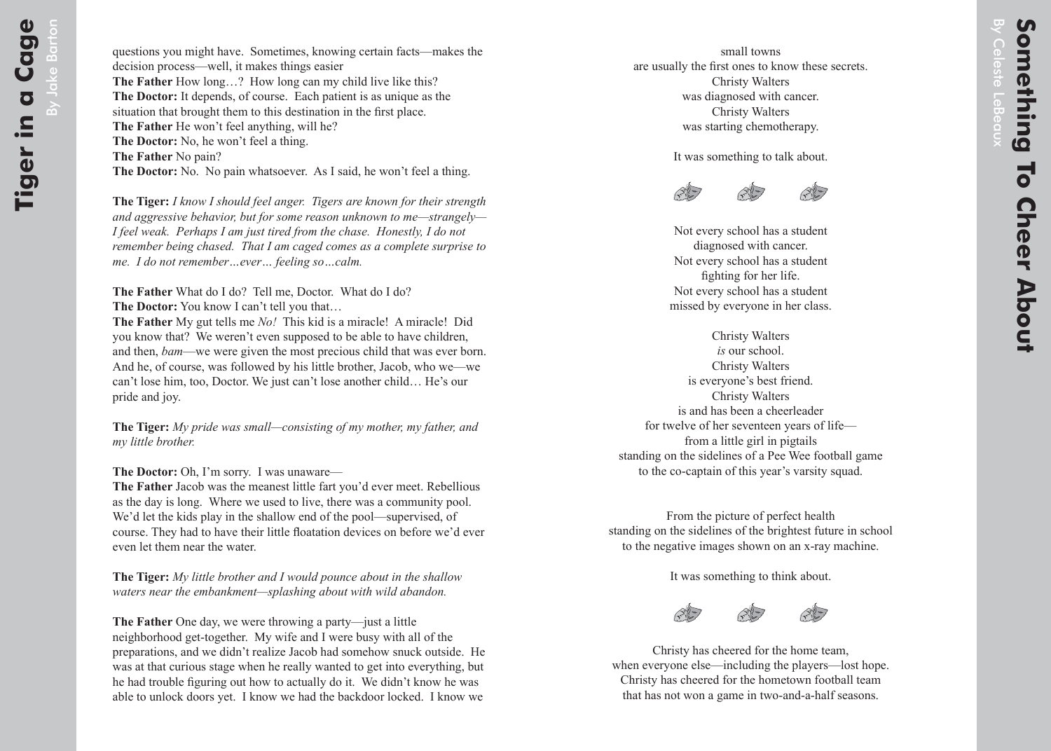questions you might have. Sometimes, knowing certain facts—makes the decision process—well, it makes things easier

**The Father** How long…? How long can my child live like this?

**The Doctor:** It depends, of course. Each patient is as unique as the situation that brought them to this destination in the first place.

**The Father** He won't feel anything, will he?

**The Doctor:** No, he won't feel a thing.

**The Father** No pain?

**The Doctor:** No. No pain whatsoever. As I said, he won't feel a thing.

**The Tiger:** *I know I should feel anger. Tigers are known for their strength and aggressive behavior, but for some reason unknown to me—strangely—I feel weak. Perhaps I am just tired from the chase. Honestly, I do not remember being chased. That I am caged comes as a complete surprise to me. I do not remember…ever… feeling so…calm.*

**The Father** What do I do? Tell me, Doctor. What do I do?

**The Doctor:** You know I can't tell you that…

**The Father** My gut tells me *No!* This kid is a miracle! A miracle! Did you know that? We weren't even supposed to be able to have children, and then, *bam*—we were given the most precious child that was ever born. And he, of course, was followed by his little brother, Jacob, who we—we can't lose him, too, Doctor. We just can't lose another child… He's our pride and joy.

**The Tiger:** *My pride was small—consisting of my mother, my father, and my little brother.*

**The Doctor:** Oh, I'm sorry. I was unaware—

**The Father** Jacob was the meanest little fart you'd ever meet. Rebellious as the day is long. Where we used to live, there was a community pool. We'd let the kids play in the shallow end of the pool—supervised, of course. They had to have their little floatation devices on before we'd ever even let them near the water.

**The Tiger:** *My little brother and I would pounce about in the shallow waters near the embankment—splashing about with wild abandon.*

**The Father** One day, we were throwing a party—just a little neighborhood get-together. My wife and I were busy with all of the preparations, and we didn't realize Jacob had somehow snuck outside. He was at that curious stage when he really wanted to get into everything, but he had trouble figuring out how to actually do it. We didn't know he was able to unlock doors yet. I know we had the backdoor locked. I know we

small towns
are usually the first ones to know these secrets.
Christy Walters
was diagnosed with cancer.
Christy Walters
was starting chemotherapy.

It was something to talk about.

Not every school has a student
diagnosed with cancer.
Not every school has a student
fighting for her life.
Not every school has a student
missed by everyone in her class.

Christy Walters
*is* our school.
Christy Walters
is everyone's best friend.
Christy Walters
is and has been a cheerleader
for twelve of her seventeen years of life—
from a little girl in pigtails
standing on the sidelines of a Pee Wee football game
to the co-captain of this year's varsity squad.

From the picture of perfect health
standing on the sidelines of the brightest future in school
to the negative images shown on an x-ray machine.

It was something to think about.

Christy has cheered for the home team,
when everyone else—including the players—lost hope.
Christy has cheered for the hometown football team
that has not won a game in two-and-a-half seasons.